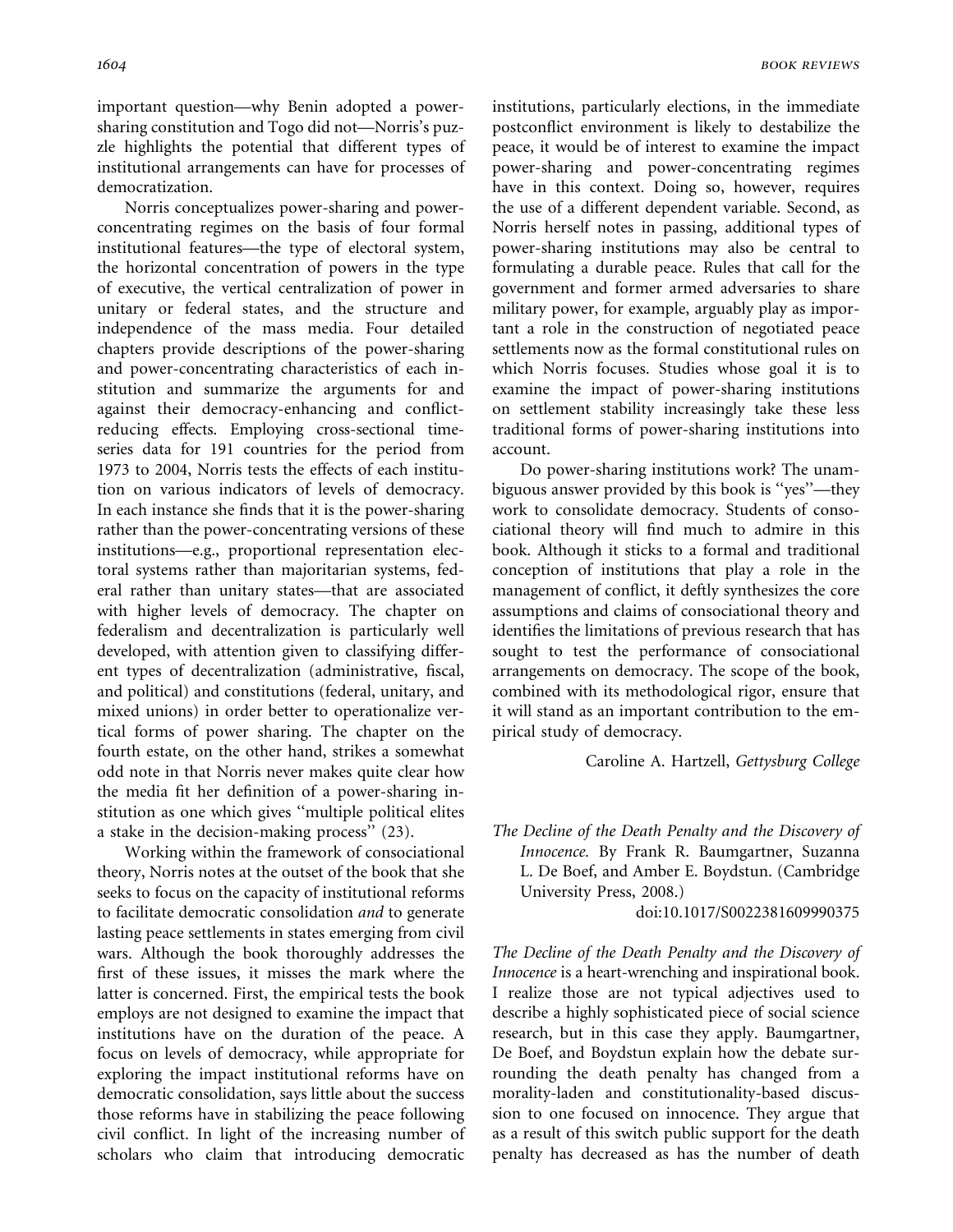important question—why Benin adopted a power-sharing constitution and Togo did not—Norris's puzzle highlights the potential that different types of institutional arrangements can have for processes of democratization.

Norris conceptualizes power-sharing and power-concentrating regimes on the basis of four formal institutional features—the type of electoral system, the horizontal concentration of powers in the type of executive, the vertical centralization of power in unitary or federal states, and the structure and independence of the mass media. Four detailed chapters provide descriptions of the power-sharing and power-concentrating characteristics of each institution and summarize the arguments for and against their democracy-enhancing and conflict-reducing effects. Employing cross-sectional time-series data for 191 countries for the period from 1973 to 2004, Norris tests the effects of each institution on various indicators of levels of democracy. In each instance she finds that it is the power-sharing rather than the power-concentrating versions of these institutions—e.g., proportional representation electoral systems rather than majoritarian systems, federal rather than unitary states—that are associated with higher levels of democracy. The chapter on federalism and decentralization is particularly well developed, with attention given to classifying different types of decentralization (administrative, fiscal, and political) and constitutions (federal, unitary, and mixed unions) in order better to operationalize vertical forms of power sharing. The chapter on the fourth estate, on the other hand, strikes a somewhat odd note in that Norris never makes quite clear how the media fit her definition of a power-sharing institution as one which gives "multiple political elites a stake in the decision-making process" (23).

Working within the framework of consociational theory, Norris notes at the outset of the book that she seeks to focus on the capacity of institutional reforms to facilitate democratic consolidation *and* to generate lasting peace settlements in states emerging from civil wars. Although the book thoroughly addresses the first of these issues, it misses the mark where the latter is concerned. First, the empirical tests the book employs are not designed to examine the impact that institutions have on the duration of the peace. A focus on levels of democracy, while appropriate for exploring the impact institutional reforms have on democratic consolidation, says little about the success those reforms have in stabilizing the peace following civil conflict. In light of the increasing number of scholars who claim that introducing democratic institutions, particularly elections, in the immediate postconflict environment is likely to destabilize the peace, it would be of interest to examine the impact power-sharing and power-concentrating regimes have in this context. Doing so, however, requires the use of a different dependent variable. Second, as Norris herself notes in passing, additional types of power-sharing institutions may also be central to formulating a durable peace. Rules that call for the government and former armed adversaries to share military power, for example, arguably play as important a role in the construction of negotiated peace settlements now as the formal constitutional rules on which Norris focuses. Studies whose goal it is to examine the impact of power-sharing institutions on settlement stability increasingly take these less traditional forms of power-sharing institutions into account.

Do power-sharing institutions work? The unambiguous answer provided by this book is "yes"—they work to consolidate democracy. Students of consociational theory will find much to admire in this book. Although it sticks to a formal and traditional conception of institutions that play a role in the management of conflict, it deftly synthesizes the core assumptions and claims of consociational theory and identifies the limitations of previous research that has sought to test the performance of consociational arrangements on democracy. The scope of the book, combined with its methodological rigor, ensure that it will stand as an important contribution to the empirical study of democracy.

Caroline A. Hartzell, *Gettysburg College*

*The Decline of the Death Penalty and the Discovery of Innocence*. By Frank R. Baumgartner, Suzanna L. De Boef, and Amber E. Boydstun. (Cambridge University Press, 2008.)

doi:10.1017/S0022381609990375

*The Decline of the Death Penalty and the Discovery of Innocence* is a heart-wrenching and inspirational book. I realize those are not typical adjectives used to describe a highly sophisticated piece of social science research, but in this case they apply. Baumgartner, De Boef, and Boydstun explain how the debate surrounding the death penalty has changed from a morality-laden and constitutionality-based discussion to one focused on innocence. They argue that as a result of this switch public support for the death penalty has decreased as has the number of death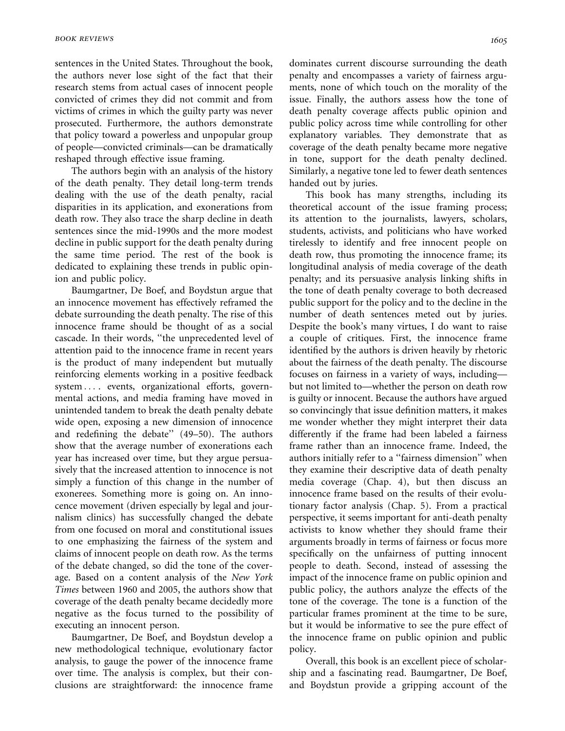sentences in the United States. Throughout the book, the authors never lose sight of the fact that their research stems from actual cases of innocent people convicted of crimes they did not commit and from victims of crimes in which the guilty party was never prosecuted. Furthermore, the authors demonstrate that policy toward a powerless and unpopular group of people—convicted criminals—can be dramatically reshaped through effective issue framing.

The authors begin with an analysis of the history of the death penalty. They detail long-term trends dealing with the use of the death penalty, racial disparities in its application, and exonerations from death row. They also trace the sharp decline in death sentences since the mid-1990s and the more modest decline in public support for the death penalty during the same time period. The rest of the book is dedicated to explaining these trends in public opinion and public policy.

Baumgartner, De Boef, and Boydstun argue that an innocence movement has effectively reframed the debate surrounding the death penalty. The rise of this innocence frame should be thought of as a social cascade. In their words, "the unprecedented level of attention paid to the innocence frame in recent years is the product of many independent but mutually reinforcing elements working in a positive feedback system . . . . events, organizational efforts, governmental actions, and media framing have moved in unintended tandem to break the death penalty debate wide open, exposing a new dimension of innocence and redefining the debate" (49–50). The authors show that the average number of exonerations each year has increased over time, but they argue persuasively that the increased attention to innocence is not simply a function of this change in the number of exonerees. Something more is going on. An innocence movement (driven especially by legal and journalism clinics) has successfully changed the debate from one focused on moral and constitutional issues to one emphasizing the fairness of the system and claims of innocent people on death row. As the terms of the debate changed, so did the tone of the coverage. Based on a content analysis of the *New York Times* between 1960 and 2005, the authors show that coverage of the death penalty became decidedly more negative as the focus turned to the possibility of executing an innocent person.

Baumgartner, De Boef, and Boydstun develop a new methodological technique, evolutionary factor analysis, to gauge the power of the innocence frame over time. The analysis is complex, but their conclusions are straightforward: the innocence frame dominates current discourse surrounding the death penalty and encompasses a variety of fairness arguments, none of which touch on the morality of the issue. Finally, the authors assess how the tone of death penalty coverage affects public opinion and public policy across time while controlling for other explanatory variables. They demonstrate that as coverage of the death penalty became more negative in tone, support for the death penalty declined. Similarly, a negative tone led to fewer death sentences handed out by juries.

This book has many strengths, including its theoretical account of the issue framing process; its attention to the journalists, lawyers, scholars, students, activists, and politicians who have worked tirelessly to identify and free innocent people on death row, thus promoting the innocence frame; its longitudinal analysis of media coverage of the death penalty; and its persuasive analysis linking shifts in the tone of death penalty coverage to both decreased public support for the policy and to the decline in the number of death sentences meted out by juries. Despite the book's many virtues, I do want to raise a couple of critiques. First, the innocence frame identified by the authors is driven heavily by rhetoric about the fairness of the death penalty. The discourse focuses on fairness in a variety of ways, including—but not limited to—whether the person on death row is guilty or innocent. Because the authors have argued so convincingly that issue definition matters, it makes me wonder whether they might interpret their data differently if the frame had been labeled a fairness frame rather than an innocence frame. Indeed, the authors initially refer to a "fairness dimension" when they examine their descriptive data of death penalty media coverage (Chap. 4), but then discuss an innocence frame based on the results of their evolutionary factor analysis (Chap. 5). From a practical perspective, it seems important for anti-death penalty activists to know whether they should frame their arguments broadly in terms of fairness or focus more specifically on the unfairness of putting innocent people to death. Second, instead of assessing the impact of the innocence frame on public opinion and public policy, the authors analyze the effects of the tone of the coverage. The tone is a function of the particular frames prominent at the time to be sure, but it would be informative to see the pure effect of the innocence frame on public opinion and public policy.

Overall, this book is an excellent piece of scholarship and a fascinating read. Baumgartner, De Boef, and Boydstun provide a gripping account of the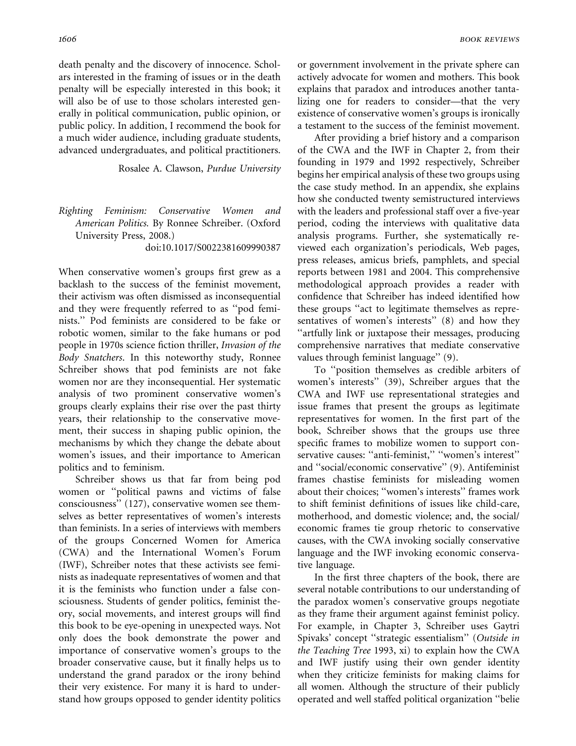death penalty and the discovery of innocence. Scholars interested in the framing of issues or in the death penalty will be especially interested in this book; it will also be of use to those scholars interested generally in political communication, public opinion, or public policy. In addition, I recommend the book for a much wider audience, including graduate students, advanced undergraduates, and political practitioners.

Rosalee A. Clawson, *Purdue University*

*Righting Feminism: Conservative Women and American Politics.* By Ronnee Schreiber. (Oxford University Press, 2008.)
doi:10.1017/S0022381609990387

When conservative women's groups first grew as a backlash to the success of the feminist movement, their activism was often dismissed as inconsequential and they were frequently referred to as ''pod feminists.'' Pod feminists are considered to be fake or robotic women, similar to the fake humans or pod people in 1970s science fiction thriller, *Invasion of the Body Snatchers*. In this noteworthy study, Ronnee Schreiber shows that pod feminists are not fake women nor are they inconsequential. Her systematic analysis of two prominent conservative women's groups clearly explains their rise over the past thirty years, their relationship to the conservative movement, their success in shaping public opinion, the mechanisms by which they change the debate about women's issues, and their importance to American politics and to feminism.

Schreiber shows us that far from being pod women or ''political pawns and victims of false consciousness'' (127), conservative women see themselves as better representatives of women's interests than feminists. In a series of interviews with members of the groups Concerned Women for America (CWA) and the International Women's Forum (IWF), Schreiber notes that these activists see feminists as inadequate representatives of women and that it is the feminists who function under a false consciousness. Students of gender politics, feminist theory, social movements, and interest groups will find this book to be eye-opening in unexpected ways. Not only does the book demonstrate the power and importance of conservative women's groups to the broader conservative cause, but it finally helps us to understand the grand paradox or the irony behind their very existence. For many it is hard to understand how groups opposed to gender identity politics or government involvement in the private sphere can actively advocate for women and mothers. This book explains that paradox and introduces another tantalizing one for readers to consider—that the very existence of conservative women's groups is ironically a testament to the success of the feminist movement.

After providing a brief history and a comparison of the CWA and the IWF in Chapter 2, from their founding in 1979 and 1992 respectively, Schreiber begins her empirical analysis of these two groups using the case study method. In an appendix, she explains how she conducted twenty semistructured interviews with the leaders and professional staff over a five-year period, coding the interviews with qualitative data analysis programs. Further, she systematically reviewed each organization's periodicals, Web pages, press releases, amicus briefs, pamphlets, and special reports between 1981 and 2004. This comprehensive methodological approach provides a reader with confidence that Schreiber has indeed identified how these groups ''act to legitimate themselves as representatives of women's interests'' (8) and how they ''artfully link or juxtapose their messages, producing comprehensive narratives that mediate conservative values through feminist language'' (9).

To ''position themselves as credible arbiters of women's interests'' (39), Schreiber argues that the CWA and IWF use representational strategies and issue frames that present the groups as legitimate representatives for women. In the first part of the book, Schreiber shows that the groups use three specific frames to mobilize women to support conservative causes: ''anti-feminist,'' ''women's interest'' and ''social/economic conservative'' (9). Antifeminist frames chastise feminists for misleading women about their choices; ''women's interests'' frames work to shift feminist definitions of issues like child-care, motherhood, and domestic violence; and, the social/economic frames tie group rhetoric to conservative causes, with the CWA invoking socially conservative language and the IWF invoking economic conservative language.

In the first three chapters of the book, there are several notable contributions to our understanding of the paradox women's conservative groups negotiate as they frame their argument against feminist policy. For example, in Chapter 3, Schreiber uses Gaytri Spivaks' concept ''strategic essentialism'' (*Outside in the Teaching Tree* 1993, xi) to explain how the CWA and IWF justify using their own gender identity when they criticize feminists for making claims for all women. Although the structure of their publicly operated and well staffed political organization ''belie